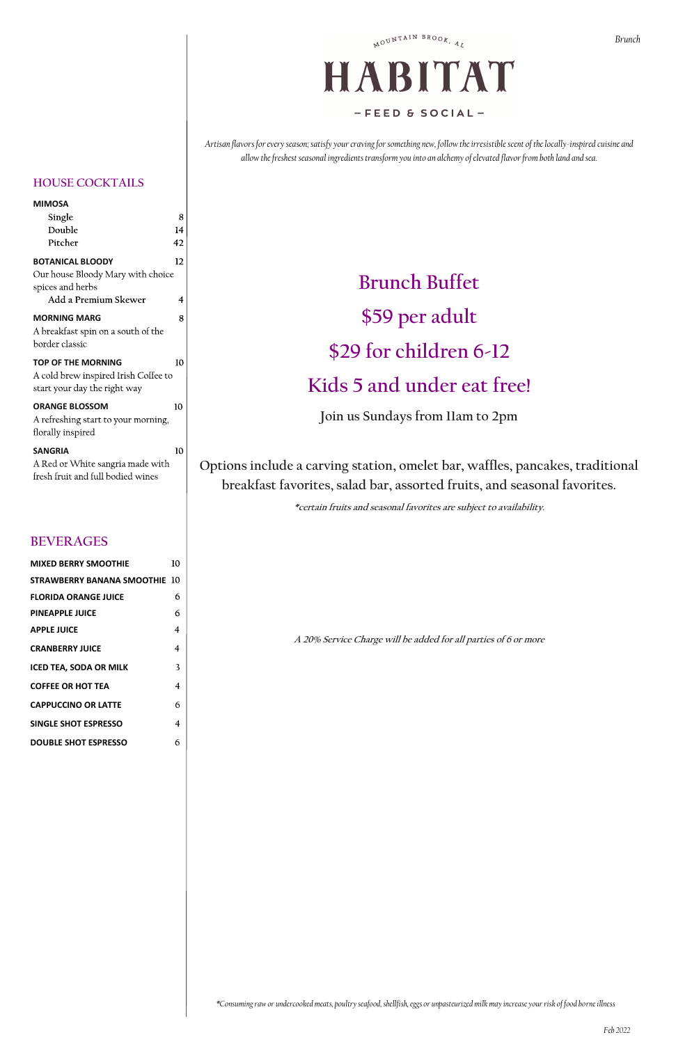# HABITAT

MOUNTAIN BROOK, AL

— FEED & SOCIAL —

*Artisan flavors for every season; satisfy your craving for something new, follow the irresistible scent of the locally-inspired cuisine and allow the freshest seasonal ingredients transform you into an alchemy of elevated flavor from both land and sea.*

## Brunch Buffet

## $59 per adult

## $29 for children 6-12

## Kids 5 and under eat free!

Join us Sundays from 11am to 2pm

Options include a carving station, omelet bar, waffles, pancakes, traditional breakfast favorites, salad bar, assorted fruits, and seasonal favorites.

*\*certain fruits and seasonal favorites are subject to availability.*

*A 20% Service Charge will be added for all parties of 6 or more*

## HOUSE COCKTAILS

**MIMOSA**

- Single — 8
- Double — 14
- Pitcher — 42

**BOTANICAL BLOODY** — 12
Our house Bloody Mary with choice spices and herbs
- Add a Premium Skewer — 4

**MORNING MARG** — 8
A breakfast spin on a south of the border classic

**TOP OF THE MORNING** — 10
A cold brew inspired Irish Coffee to start your day the right way

**ORANGE BLOSSOM** — 10
A refreshing start to your morning, florally inspired

**SANGRIA** — 10
A Red or White sangria made with fresh fruit and full bodied wines

## BEVERAGES

| | |
|---|---|
| **MIXED BERRY SMOOTHIE** | 10 |
| **STRAWBERRY BANANA SMOOTHIE** | 10 |
| **FLORIDA ORANGE JUICE** | 6 |
| **PINEAPPLE JUICE** | 6 |
| **APPLE JUICE** | 4 |
| **CRANBERRY JUICE** | 4 |
| **ICED TEA, SODA OR MILK** | 3 |
| **COFFEE OR HOT TEA** | 4 |
| **CAPPUCCINO OR LATTE** | 6 |
| **SINGLE SHOT ESPRESSO** | 4 |
| **DOUBLE SHOT ESPRESSO** | 6 |

*\*Consuming raw or undercooked meats, poultry seafood, shellfish, eggs or unpasteurized milk may increase your risk of food borne illness*

*Feb 2022*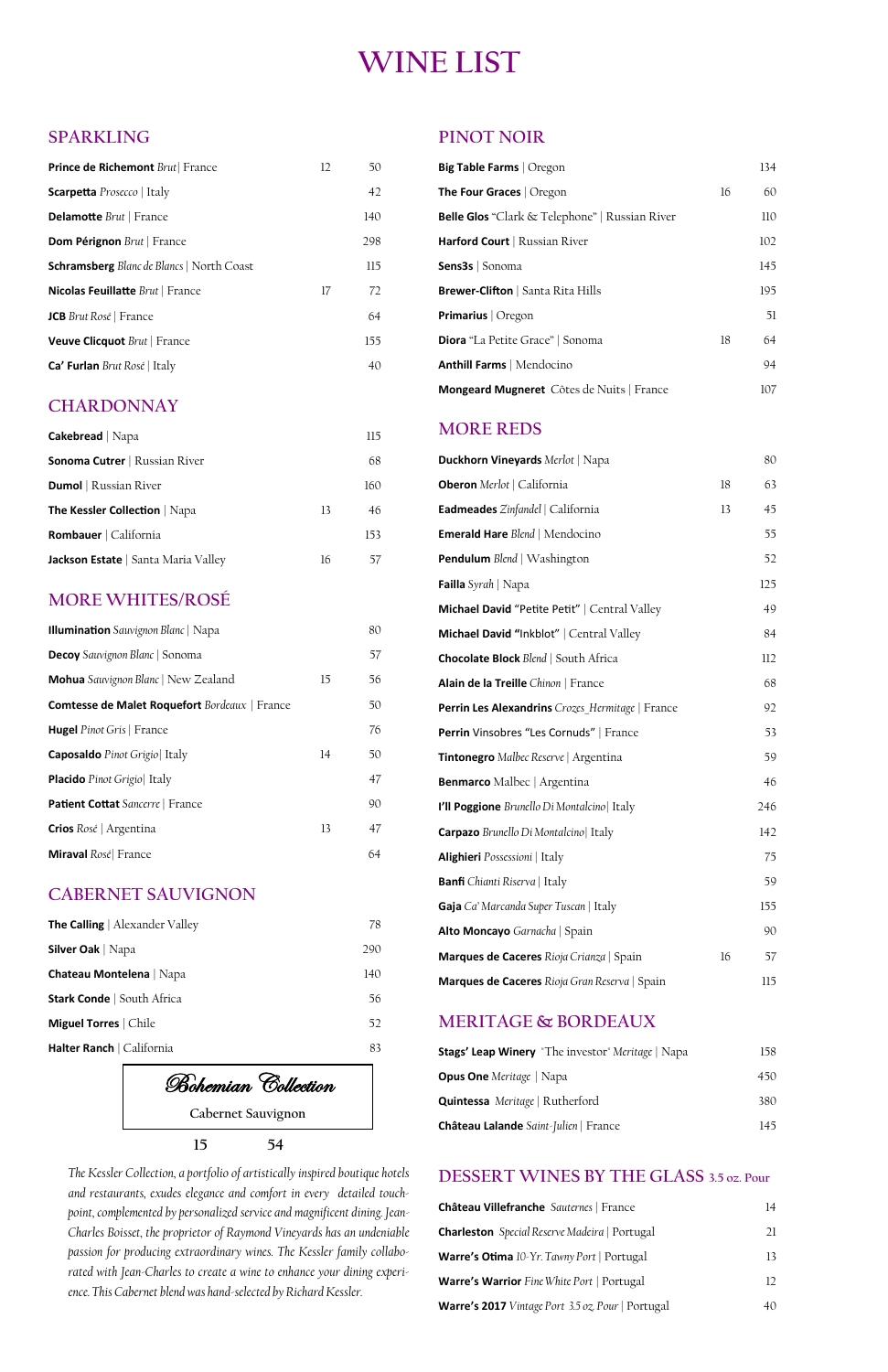# WINE LIST

## SPARKLING

| | | |
|---|---|---|
| **Prince de Richemont** *Brut* \| France | 12 | 50 |
| **Scarpetta** *Proscco* \| Italy | | 42 |
| **Delamotte** *Brut* \| France | | 140 |
| **Dom Pérignon** *Brut* \| France | | 298 |
| **Schramsberg** *Blanc de Blancs* \| North Coast | | 115 |
| **Nicolas Feuillatte** *Brut* \| France | 17 | 72 |
| **JCB** *Brut Rosé* \| France | | 64 |
| **Veuve Clicquot** *Brut* \| France | | 155 |
| **Ca' Furlan** *Brut Rosé* \| Italy | | 40 |

## CHARDONNAY

| | | |
|---|---|---|
| **Cakebread** \| Napa | | 115 |
| **Sonoma Cutrer** \| Russian River | | 68 |
| **Dumol** \| Russian River | | 160 |
| **The Kessler Collection** \| Napa | 13 | 46 |
| **Rombauer** \| California | | 153 |
| **Jackson Estate** \| Santa Maria Valley | 16 | 57 |

## MORE WHITES/ROSÉ

| | | |
|---|---|---|
| **Illumination** *Sauvignon Blanc* \| Napa | | 80 |
| **Decoy** *Sauvignon Blanc* \| Sonoma | | 57 |
| **Mohua** *Sauvignon Blanc* \| New Zealand | 15 | 56 |
| **Comtesse de Malet Roquefort** *Bordeaux* \| France | | 50 |
| **Hugel** *Pinot Gris* \| France | | 76 |
| **Caposaldo** *Pinot Grigio* \| Italy | 14 | 50 |
| **Placido** *Pinot Grigio* \| Italy | | 47 |
| **Patient Cottat** *Sancerre* \| France | | 90 |
| **Crios** *Rosé* \| Argentina | 13 | 47 |
| **Miraval** *Rosé* \| France | | 64 |

## CABERNET SAUVIGNON

| | | |
|---|---|---|
| **The Calling** \| Alexander Valley | | 78 |
| **Silver Oak** \| Napa | | 290 |
| **Chateau Montelena** \| Napa | | 140 |
| **Stark Conde** \| South Africa | | 56 |
| **Miguel Torres** \| Chile | | 52 |
| **Halter Ranch** \| California | | 83 |

### *Bohemian Collection*

Cabernet Sauvignon

15 54

*The Kessler Collection, a portfolio of artistically inspired boutique hotels and restaurants, exudes elegance and comfort in every detailed touch-point, complemented by personalized service and magnificent dining. Jean-Charles Boisset, the proprietor of Raymond Vineyards has an undeniable passion for producing extraordinary wines. The Kessler family collaborated with Jean-Charles to create a wine to enhance your dining experience. This Cabernet blend was hand-selected by Richard Kessler.*

## PINOT NOIR

| | | |
|---|---|---|
| **Big Table Farms** \| Oregon | | 134 |
| **The Four Graces** \| Oregon | 16 | 60 |
| **Belle Glos** "Clark & Telephone" \| Russian River | | 110 |
| **Harford Court** \| Russian River | | 102 |
| **Sens3s** \| Sonoma | | 145 |
| **Brewer-Clifton** \| Santa Rita Hills | | 195 |
| **Primarius** \| Oregon | | 51 |
| **Diora** "La Petite Grace" \| Sonoma | 18 | 64 |
| **Anthill Farms** \| Mendocino | | 94 |
| **Mongeard Mugneret** Côtes de Nuits \| France | | 107 |

## MORE REDS

| | | |
|---|---|---|
| **Duckhorn Vineyards** *Merlot* \| Napa | | 80 |
| **Oberon** *Merlot* \| California | 18 | 63 |
| **Eadmeades** *Zinfandel* \| California | 13 | 45 |
| **Emerald Hare** *Blend* \| Mendocino | | 55 |
| **Pendulum** *Blend* \| Washington | | 52 |
| **Failla** *Syrah* \| Napa | | 125 |
| **Michael David** "Petite Petit" \| Central Valley | | 49 |
| **Michael David** "Inkblot" \| Central Valley | | 84 |
| **Chocolate Block** *Blend* \| South Africa | | 112 |
| **Alain de la Treille** *Chinon* \| France | | 68 |
| **Perrin Les Alexandrins** *Crozes_Hermitage* \| France | | 92 |
| **Perrin** Vinsobres "Les Cornuds" \| France | | 53 |
| **Tintonegro** *Malbec Reserve* \| Argentina | | 59 |
| **Benmarco** Malbec \| Argentina | | 46 |
| **I'll Poggione** *Brunello Di Montalcino* \| Italy | | 246 |
| **Carpazo** *Brunello Di Montalcino* \| Italy | | 142 |
| **Alighieri** *Possessioni* \| Italy | | 75 |
| **Banfi** *Chianti Riserva* \| Italy | | 59 |
| **Gaja** *Ca' Marcanda Super Tuscan* \| Italy | | 155 |
| **Alto Moncayo** *Garnacha* \| Spain | | 90 |
| **Marques de Caceres** *Rioja Crianza* \| Spain | 16 | 57 |
| **Marques de Caceres** *Rioja Gran Reserva* \| Spain | | 115 |

## MERITAGE & BORDEAUX

| | |
|---|---|
| **Stags' Leap Winery** "The investor" *Meritage* \| Napa | 158 |
| **Opus One** *Meritage* \| Napa | 450 |
| **Quintessa** *Meritage* \| Rutherford | 380 |
| **Château Lalande** *Saint-Julien* \| France | 145 |

## DESSERT WINES BY THE GLASS 3.5 oz. Pour

| | |
|---|---|
| **Château Villefranche** *Sauternes* \| France | 14 |
| **Charleston** *Special Reserve Madeira* \| Portugal | 21 |
| **Warre's Otima** *10-Yr. Tawny Port* \| Portugal | 13 |
| **Warre's Warrior** *Fine White Port* \| Portugal | 12 |
| **Warre's 2017** *Vintage Port 3.5 oz. Pour* \| Portugal | 40 |